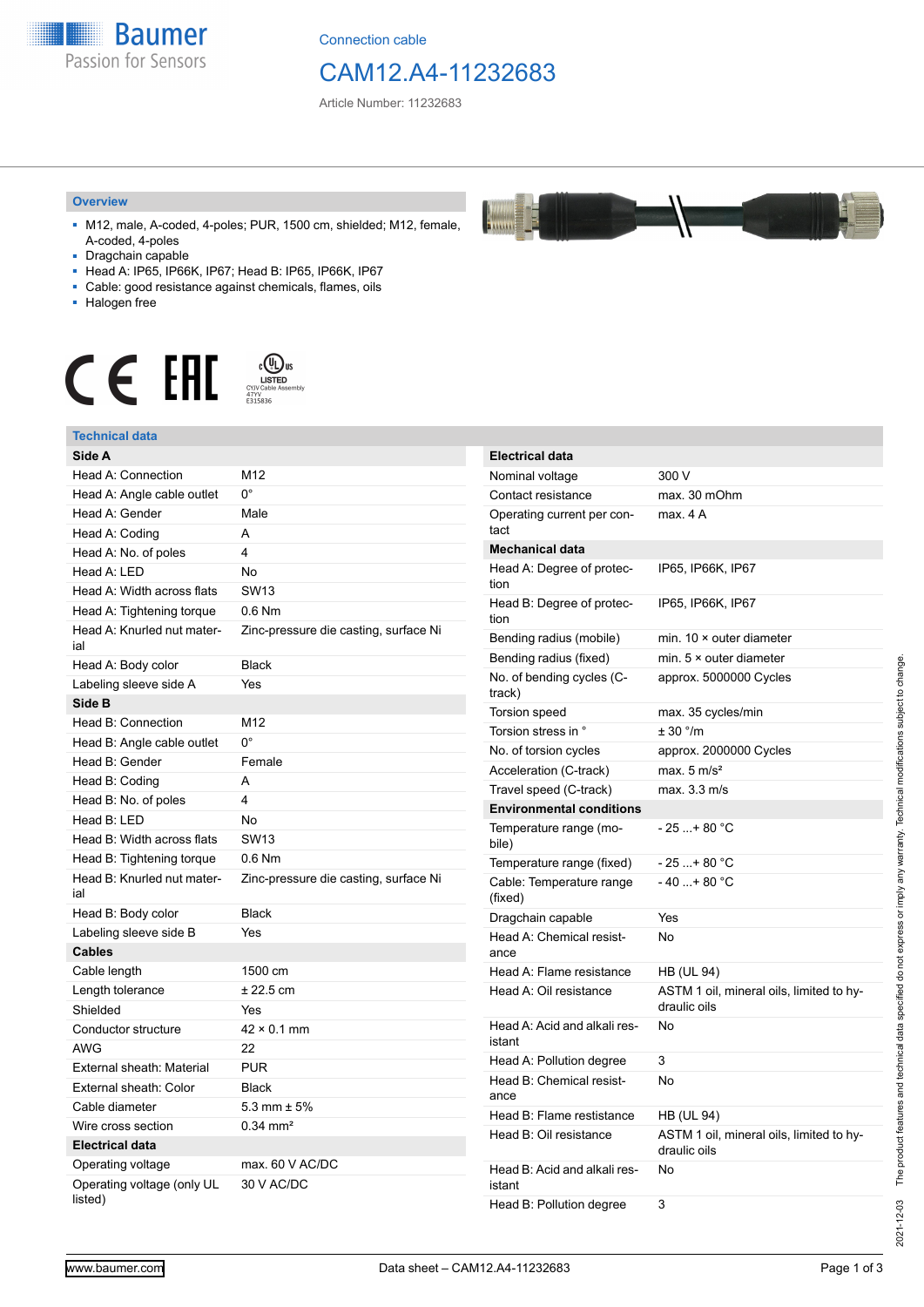Connection cable

# CAM12.A4-11232683

Article Number: 11232683

## Overview

- M12, male, A-coded, 4-poles; PUR, 1500 cm, shielded; M12, female, A-coded, 4-poles
- Dragchain capable
- Head A: IP65, IP66K, IP67; Head B: IP65, IP66K, IP67
- Cable: good resistance against chemicals, flames, oils
- Halogen free

## Technical data

| **Side A** | |
|---|---|
| Head A: Connection | M12 |
| Head A: Angle cable outlet | 0° |
| Head A: Gender | Male |
| Head A: Coding | A |
| Head A: No. of poles | 4 |
| Head A: LED | No |
| Head A: Width across flats | SW13 |
| Head A: Tightening torque | 0.6 Nm |
| Head A: Knurled nut material | Zinc-pressure die casting, surface Ni |
| Head A: Body color | Black |
| Labeling sleeve side A | Yes |
| **Side B** | |
| Head B: Connection | M12 |
| Head B: Angle cable outlet | 0° |
| Head B: Gender | Female |
| Head B: Coding | A |
| Head B: No. of poles | 4 |
| Head B: LED | No |
| Head B: Width across flats | SW13 |
| Head B: Tightening torque | 0.6 Nm |
| Head B: Knurled nut material | Zinc-pressure die casting, surface Ni |
| Head B: Body color | Black |
| Labeling sleeve side B | Yes |
| **Cables** | |
| Cable length | 1500 cm |
| Length tolerance | ± 22.5 cm |
| Shielded | Yes |
| Conductor structure | 42 × 0.1 mm |
| AWG | 22 |
| External sheath: Material | PUR |
| External sheath: Color | Black |
| Cable diameter | 5.3 mm ± 5% |
| Wire cross section | 0.34 mm² |
| **Electrical data** | |
| Operating voltage | max. 60 V AC/DC |
| Operating voltage (only UL listed) | 30 V AC/DC |

| **Electrical data** | |
|---|---|
| Nominal voltage | 300 V |
| Contact resistance | max. 30 mOhm |
| Operating current per contact | max. 4 A |
| **Mechanical data** | |
| Head A: Degree of protection | IP65, IP66K, IP67 |
| Head B: Degree of protection | IP65, IP66K, IP67 |
| Bending radius (mobile) | min. 10 × outer diameter |
| Bending radius (fixed) | min. 5 × outer diameter |
| No. of bending cycles (C-track) | approx. 5000000 Cycles |
| Torsion speed | max. 35 cycles/min |
| Torsion stress in ° | ± 30 °/m |
| No. of torsion cycles | approx. 2000000 Cycles |
| Acceleration (C-track) | max. 5 m/s² |
| Travel speed (C-track) | max. 3.3 m/s |
| **Environmental conditions** | |
| Temperature range (mobile) | - 25 ...+ 80 °C |
| Temperature range (fixed) | - 25 ...+ 80 °C |
| Cable: Temperature range (fixed) | - 40 ...+ 80 °C |
| Dragchain capable | Yes |
| Head A: Chemical resistance | No |
| Head A: Flame resistance | HB (UL 94) |
| Head A: Oil resistance | ASTM 1 oil, mineral oils, limited to hydraulic oils |
| Head A: Acid and alkali resistant | No |
| Head A: Pollution degree | 3 |
| Head B: Chemical resistance | No |
| Head B: Flame resistance | HB (UL 94) |
| Head B: Oil resistance | ASTM 1 oil, mineral oils, limited to hydraulic oils |
| Head B: Acid and alkali resistant | No |
| Head B: Pollution degree | 3 |

2021-12-03 The product features and technical data specified do not express or imply any warranty. Technical modifications subject to change.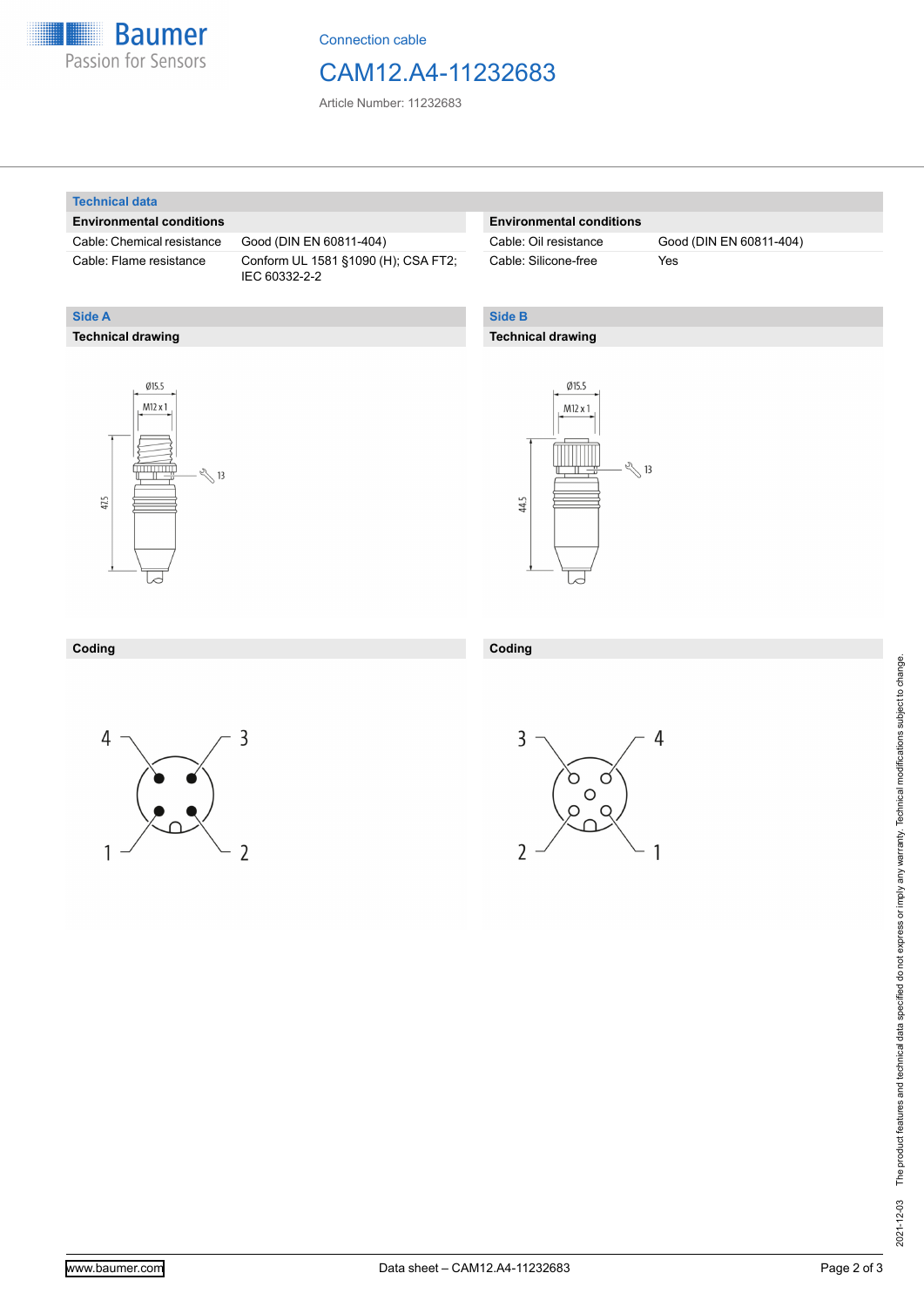Connection cable

# CAM12.A4-11232683

Article Number: 11232683

## Technical data

### Environmental conditions

| | |
|---|---|
| Cable: Chemical resistance | Good (DIN EN 60811-404) |
| Cable: Flame resistance | Conform UL 1581 §1090 (H); CSA FT2; IEC 60332-2-2 |

### Environmental conditions

| | |
|---|---|
| Cable: Oil resistance | Good (DIN EN 60811-404) |
| Cable: Silicone-free | Yes |

## Side A

### Technical drawing

Ø15.5
M12 x 1
13
47.5

### Coding

4 3
1 2

## Side B

### Technical drawing

Ø15.5
M12 x 1
13
44.5

### Coding

3 4
2 1

The product features and technical data specified do not express or imply any warranty. Technical modifications subject to change.

2021-12-03

www.baumer.com

Data sheet – CAM12.A4-11232683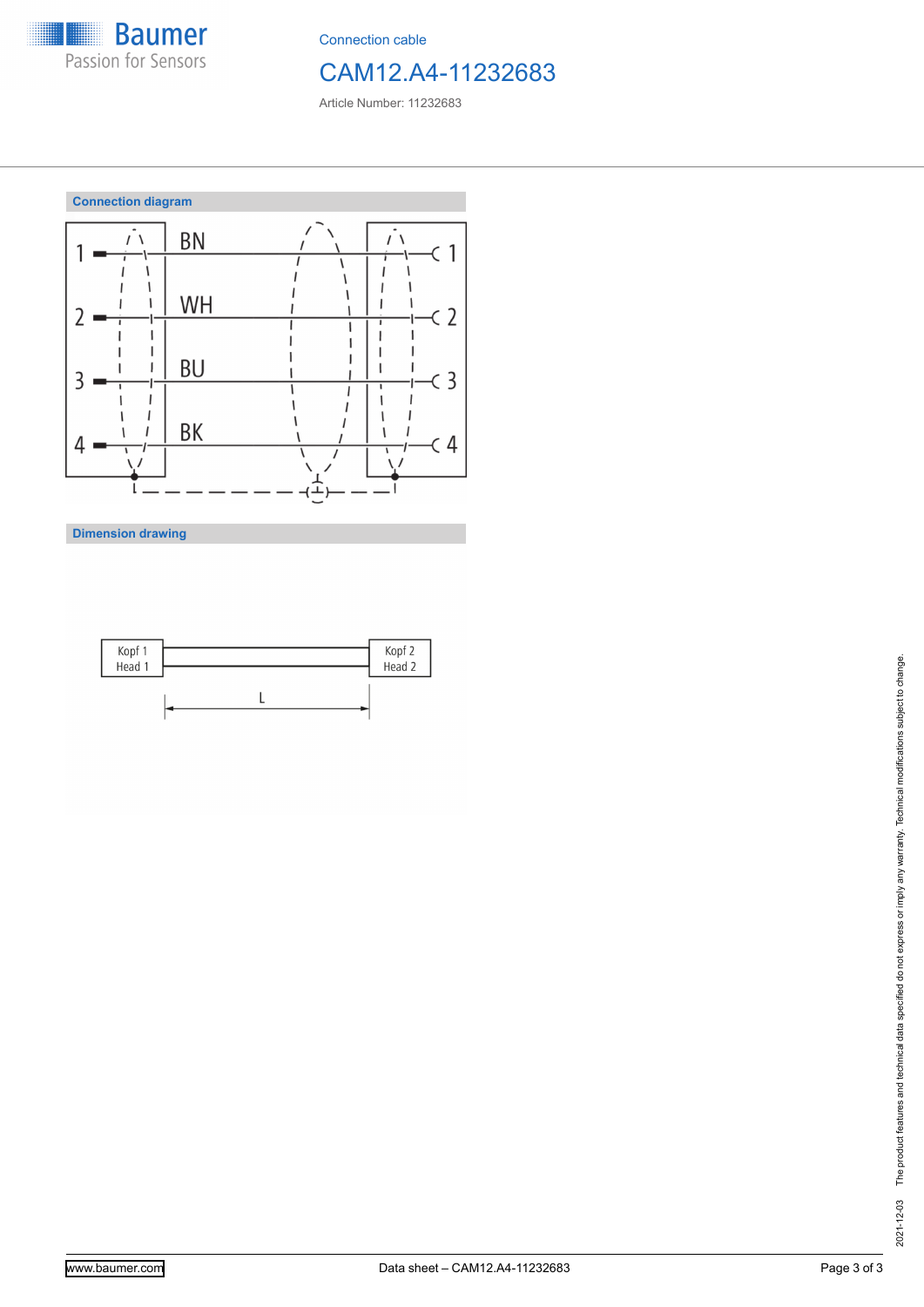Connection cable

# CAM12.A4-11232683

Article Number: 11232683

## Connection diagram

1 BN 1
2 WH 2
3 BU 3
4 BK 4

## Dimension drawing

Kopf 1
Head 1

Kopf 2
Head 2

L

The product features and technical data specified do not express or imply any warranty. Technical modifications subject to change.

2021-12-03